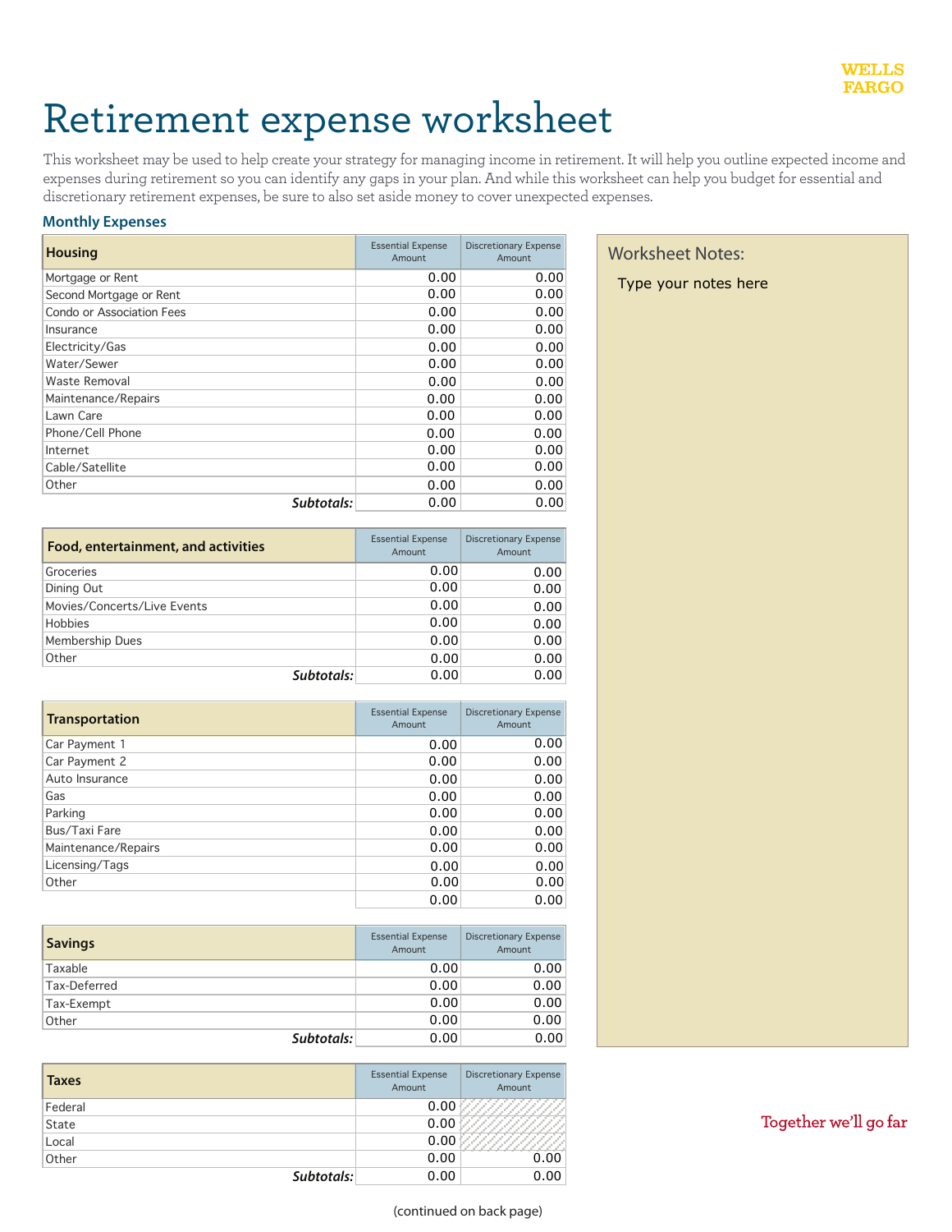WELLS FARGO

# Retirement expense worksheet

This worksheet may be used to help create your strategy for managing income in retirement. It will help you outline expected income and expenses during retirement so you can identify any gaps in your plan. And while this worksheet can help you budget for essential and discretionary retirement expenses, be sure to also set aside money to cover unexpected expenses.

## Monthly Expenses

| Housing | Essential Expense Amount | Discretionary Expense Amount |
|---|---|---|
| Mortgage or Rent | 0.00 | 0.00 |
| Second Mortgage or Rent | 0.00 | 0.00 |
| Condo or Association Fees | 0.00 | 0.00 |
| Insurance | 0.00 | 0.00 |
| Electricity/Gas | 0.00 | 0.00 |
| Water/Sewer | 0.00 | 0.00 |
| Waste Removal | 0.00 | 0.00 |
| Maintenance/Repairs | 0.00 | 0.00 |
| Lawn Care | 0.00 | 0.00 |
| Phone/Cell Phone | 0.00 | 0.00 |
| Internet | 0.00 | 0.00 |
| Cable/Satellite | 0.00 | 0.00 |
| Other | 0.00 | 0.00 |
| ***Subtotals:*** | 0.00 | 0.00 |

| Food, entertainment, and activities | Essential Expense Amount | Discretionary Expense Amount |
|---|---|---|
| Groceries | 0.00 | 0.00 |
| Dining Out | 0.00 | 0.00 |
| Movies/Concerts/Live Events | 0.00 | 0.00 |
| Hobbies | 0.00 | 0.00 |
| Membership Dues | 0.00 | 0.00 |
| Other | 0.00 | 0.00 |
| ***Subtotals:*** | 0.00 | 0.00 |

| Transportation | Essential Expense Amount | Discretionary Expense Amount |
|---|---|---|
| Car Payment 1 | 0.00 | 0.00 |
| Car Payment 2 | 0.00 | 0.00 |
| Auto Insurance | 0.00 | 0.00 |
| Gas | 0.00 | 0.00 |
| Parking | 0.00 | 0.00 |
| Bus/Taxi Fare | 0.00 | 0.00 |
| Maintenance/Repairs | 0.00 | 0.00 |
| Licensing/Tags | 0.00 | 0.00 |
| Other | 0.00 | 0.00 |
| | 0.00 | 0.00 |

| Savings | Essential Expense Amount | Discretionary Expense Amount |
|---|---|---|
| Taxable | 0.00 | 0.00 |
| Tax-Deferred | 0.00 | 0.00 |
| Tax-Exempt | 0.00 | 0.00 |
| Other | 0.00 | 0.00 |
| ***Subtotals:*** | 0.00 | 0.00 |

| Taxes | Essential Expense Amount | Discretionary Expense Amount |
|---|---|---|
| Federal | 0.00 | |
| State | 0.00 | |
| Local | 0.00 | |
| Other | 0.00 | 0.00 |
| ***Subtotals:*** | 0.00 | 0.00 |

**Worksheet Notes:**

Type your notes here

Together we'll go far

(continued on back page)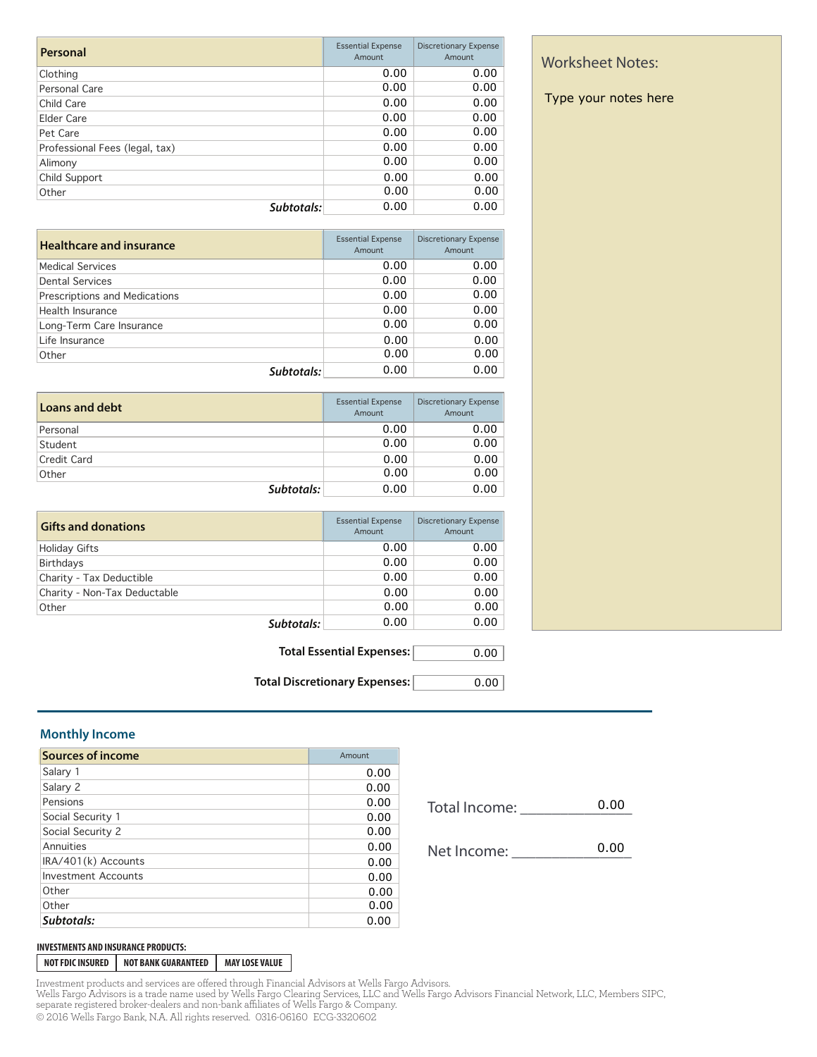| Personal | Essential Expense Amount | Discretionary Expense Amount |
|---|---|---|
| Clothing | 0.00 | 0.00 |
| Personal Care | 0.00 | 0.00 |
| Child Care | 0.00 | 0.00 |
| Elder Care | 0.00 | 0.00 |
| Pet Care | 0.00 | 0.00 |
| Professional Fees (legal, tax) | 0.00 | 0.00 |
| Alimony | 0.00 | 0.00 |
| Child Support | 0.00 | 0.00 |
| Other | 0.00 | 0.00 |
| ***Subtotals:*** | 0.00 | 0.00 |

| Healthcare and insurance | Essential Expense Amount | Discretionary Expense Amount |
|---|---|---|
| Medical Services | 0.00 | 0.00 |
| Dental Services | 0.00 | 0.00 |
| Prescriptions and Medications | 0.00 | 0.00 |
| Health Insurance | 0.00 | 0.00 |
| Long-Term Care Insurance | 0.00 | 0.00 |
| Life Insurance | 0.00 | 0.00 |
| Other | 0.00 | 0.00 |
| ***Subtotals:*** | 0.00 | 0.00 |

| Loans and debt | Essential Expense Amount | Discretionary Expense Amount |
|---|---|---|
| Personal | 0.00 | 0.00 |
| Student | 0.00 | 0.00 |
| Credit Card | 0.00 | 0.00 |
| Other | 0.00 | 0.00 |
| ***Subtotals:*** | 0.00 | 0.00 |

| Gifts and donations | Essential Expense Amount | Discretionary Expense Amount |
|---|---|---|
| Holiday Gifts | 0.00 | 0.00 |
| Birthdays | 0.00 | 0.00 |
| Charity - Tax Deductible | 0.00 | 0.00 |
| Charity - Non-Tax Deductable | 0.00 | 0.00 |
| Other | 0.00 | 0.00 |
| ***Subtotals:*** | 0.00 | 0.00 |

**Total Essential Expenses:** 0.00

**Total Discretionary Expenses:** 0.00

Worksheet Notes:

Type your notes here

## Monthly Income

| Sources of income | Amount |
|---|---|
| Salary 1 | 0.00 |
| Salary 2 | 0.00 |
| Pensions | 0.00 |
| Social Security 1 | 0.00 |
| Social Security 2 | 0.00 |
| Annuities | 0.00 |
| IRA/401(k) Accounts | 0.00 |
| Investment Accounts | 0.00 |
| Other | 0.00 |
| Other | 0.00 |
| ***Subtotals:*** | 0.00 |

Total Income: 0.00

Net Income: 0.00

**INVESTMENTS AND INSURANCE PRODUCTS:**

| NOT FDIC INSURED | NOT BANK GUARANTEED | MAY LOSE VALUE |
|---|---|---|

Investment products and services are offered through Financial Advisors at Wells Fargo Advisors.
Wells Fargo Advisors is a trade name used by Wells Fargo Clearing Services, LLC and Wells Fargo Advisors Financial Network, LLC, Members SIPC, separate registered broker-dealers and non-bank affiliates of Wells Fargo & Company.
© 2016 Wells Fargo Bank, N.A. All rights reserved. 0316-06160 ECG-3320602